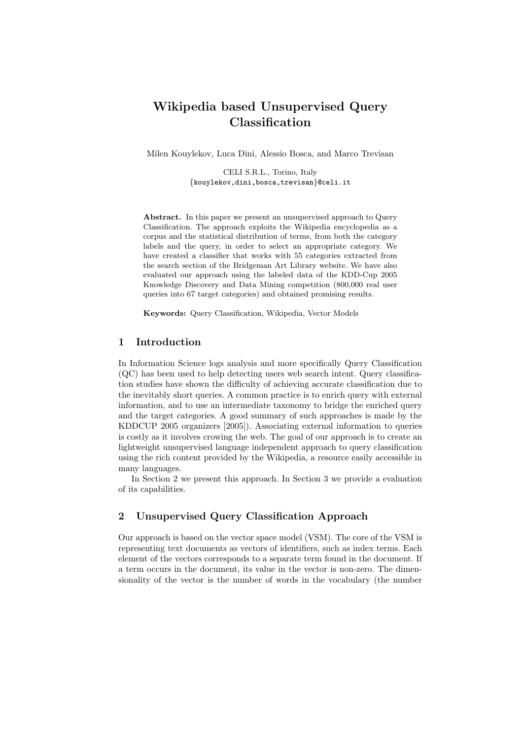# Wikipedia based Unsupervised Query Classification

Milen Kouylekov, Luca Dini, Alessio Bosca, and Marco Trevisan

CELI S.R.L., Torino, Italy
{kouylekov,dini,bosca,trevisan}@celi.it

**Abstract.** In this paper we present an unsupervised approach to Query Classification. The approach exploits the Wikipedia encyclopedia as a corpus and the statistical distribution of terms, from both the category labels and the query, in order to select an appropriate category. We have created a classifier that works with 55 categories extracted from the search section of the Bridgeman Art Library website. We have also evaluated our approach using the labeled data of the KDD-Cup 2005 Knowledge Discovery and Data Mining competition (800,000 real user queries into 67 target categories) and obtained promising results.

**Keywords:** Query Classification, Wikipedia, Vector Models

## 1 Introduction

In Information Science logs analysis and more specifically Query Classification (QC) has been used to help detecting users web search intent. Query classification studies have shown the difficulty of achieving accurate classification due to the inevitably short queries. A common practice is to enrich query with external information, and to use an intermediate taxonomy to bridge the enriched query and the target categories. A good summary of such approaches is made by the KDDCUP 2005 organizers [2005]). Associating external information to queries is costly as it involves crowing the web. The goal of our approach is to create an lightweight unsupervised language independent approach to query classification using the rich content provided by the Wikipedia, a resource easily accessible in many languages.

In Section 2 we present this approach. In Section 3 we provide a evaluation of its capabilities.

## 2 Unsupervised Query Classification Approach

Our approach is based on the vector space model (VSM). The core of the VSM is representing text documents as vectors of identifiers, such as index terms. Each element of the vectors corresponds to a separate term found in the document. If a term occurs in the document, its value in the vector is non-zero. The dimensionality of the vector is the number of words in the vocabulary (the number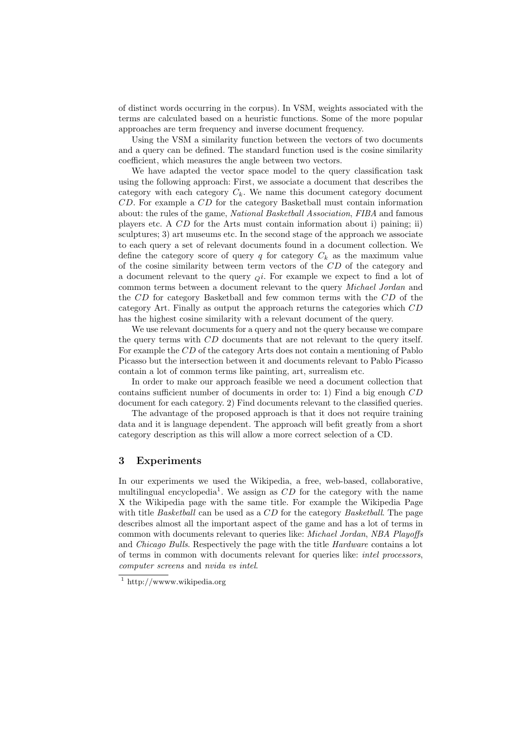of distinct words occurring in the corpus). In VSM, weights associated with the terms are calculated based on a heuristic functions. Some of the more popular approaches are term frequency and inverse document frequency.

Using the VSM a similarity function between the vectors of two documents and a query can be defined. The standard function used is the cosine similarity coefficient, which measures the angle between two vectors.

We have adapted the vector space model to the query classification task using the following approach: First, we associate a document that describes the category with each category $C_k$. We name this document category document $CD$. For example a $CD$ for the category Basketball must contain information about: the rules of the game, *National Basketball Association*, *FIBA* and famous players etc. A $CD$ for the Arts must contain information about i) paining; ii) sculptures; 3) art museums etc. In the second stage of the approach we associate to each query a set of relevant documents found in a document collection. We define the category score of query $q$ for category $C_k$ as the maximum value of the cosine similarity between term vectors of the $CD$ of the category and a document relevant to the query ${}_Qi$. For example we expect to find a lot of common terms between a document relevant to the query *Michael Jordan* and the $CD$ for category Basketball and few common terms with the $CD$ of the category Art. Finally as output the approach returns the categories which $CD$ has the highest cosine similarity with a relevant document of the query.

We use relevant documents for a query and not the query because we compare the query terms with $CD$ documents that are not relevant to the query itself. For example the $CD$ of the category Arts does not contain a mentioning of Pablo Picasso but the intersection between it and documents relevant to Pablo Picasso contain a lot of common terms like painting, art, surrealism etc.

In order to make our approach feasible we need a document collection that contains sufficient number of documents in order to: 1) Find a big enough $CD$ document for each category. 2) Find documents relevant to the classified queries.

The advantage of the proposed approach is that it does not require training data and it is language dependent. The approach will befit greatly from a short category description as this will allow a more correct selection of a CD.

## 3 Experiments

In our experiments we used the Wikipedia, a free, web-based, collaborative, multilingual encyclopedia[1]. We assign as $CD$ for the category with the name X the Wikipedia page with the same title. For example the Wikipedia Page with title *Basketball* can be used as a $CD$ for the category *Basketball*. The page describes almost all the important aspect of the game and has a lot of terms in common with documents relevant to queries like: *Michael Jordan*, *NBA Playoffs* and *Chicago Bulls*. Respectively the page with the title *Hardware* contains a lot of terms in common with documents relevant for queries like: *intel processors*, *computer screens* and *nvida vs intel*.

[1] http://wwww.wikipedia.org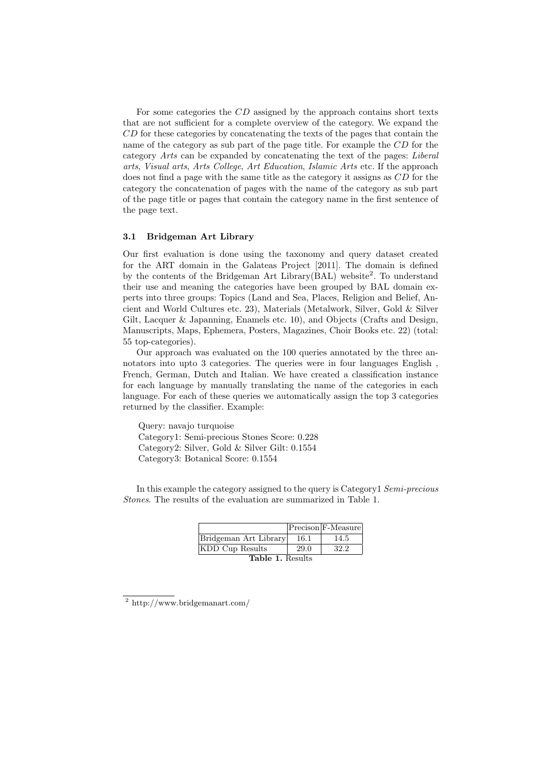For some categories the $CD$ assigned by the approach contains short texts that are not sufficient for a complete overview of the category. We expand the $CD$ for these categories by concatenating the texts of the pages that contain the name of the category as sub part of the page title. For example the $CD$ for the category *Arts* can be expanded by concatenating the text of the pages: *Liberal arts*, *Visual arts*, *Arts College*, *Art Education*, *Islamic Arts* etc. If the approach does not find a page with the same title as the category it assigns as $CD$ for the category the concatenation of pages with the name of the category as sub part of the page title or pages that contain the category name in the first sentence of the page text.

### 3.1 Bridgeman Art Library

Our first evaluation is done using the taxonomy and query dataset created for the ART domain in the Galateas Project [2011]. The domain is defined by the contents of the Bridgeman Art Library(BAL) website[2]. To understand their use and meaning the categories have been grouped by BAL domain experts into three groups: Topics (Land and Sea, Places, Religion and Belief, Ancient and World Cultures etc. 23), Materials (Metalwork, Silver, Gold & Silver Gilt, Lacquer & Japanning, Enamels etc. 10), and Objects (Crafts and Design, Manuscripts, Maps, Ephemera, Posters, Magazines, Choir Books etc. 22) (total: 55 top-categories).

Our approach was evaluated on the 100 queries annotated by the three annotators into upto 3 categories. The queries were in four languages English , French, German, Dutch and Italian. We have created a classification instance for each language by manually translating the name of the categories in each language. For each of these queries we automatically assign the top 3 categories returned by the classifier. Example:

Query: navajo turquoise
Category1: Semi-precious Stones Score: 0.228
Category2: Silver, Gold & Silver Gilt: 0.1554
Category3: Botanical Score: 0.1554

In this example the category assigned to the query is Category1 *Semi-precious Stones*. The results of the evaluation are summarized in Table 1.

| | Precison | F-Measure |
|---|---|---|
| Bridgeman Art Library | 16.1 | 14.5 |
| KDD Cup Results | 29.0 | 32.2 |

**Table 1.** Results

[2] http://www.bridgemanart.com/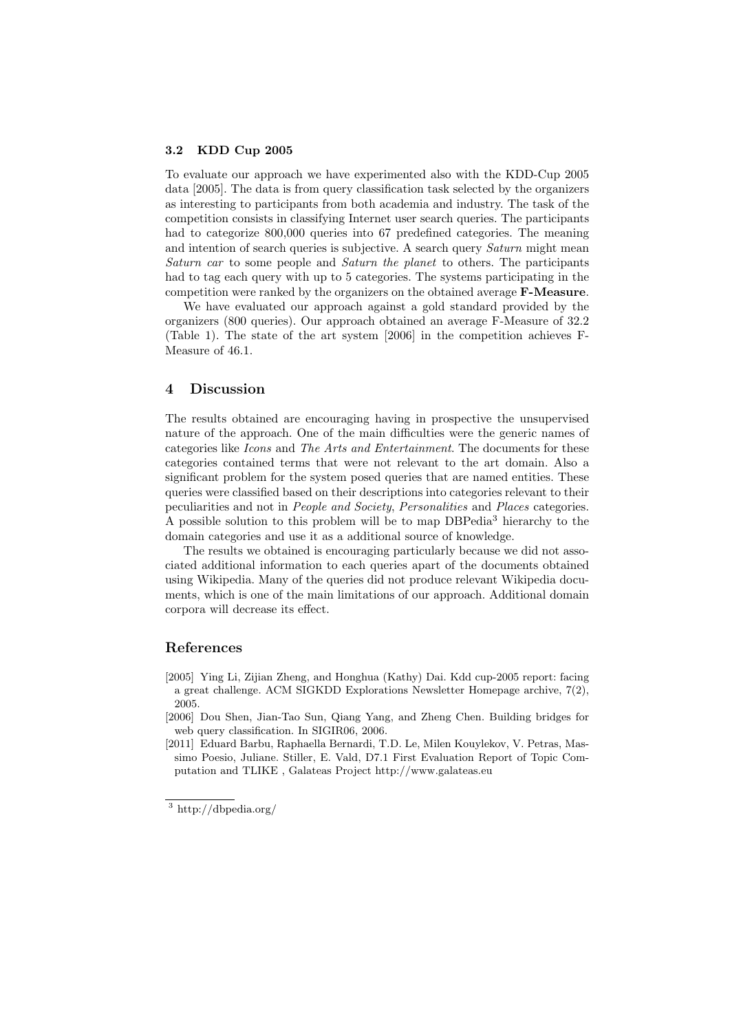### 3.2 KDD Cup 2005

To evaluate our approach we have experimented also with the KDD-Cup 2005 data [2005]. The data is from query classification task selected by the organizers as interesting to participants from both academia and industry. The task of the competition consists in classifying Internet user search queries. The participants had to categorize 800,000 queries into 67 predefined categories. The meaning and intention of search queries is subjective. A search query *Saturn* might mean *Saturn car* to some people and *Saturn the planet* to others. The participants had to tag each query with up to 5 categories. The systems participating in the competition were ranked by the organizers on the obtained average **F-Measure**.

We have evaluated our approach against a gold standard provided by the organizers (800 queries). Our approach obtained an average F-Measure of 32.2 (Table 1). The state of the art system [2006] in the competition achieves F-Measure of 46.1.

## 4 Discussion

The results obtained are encouraging having in prospective the unsupervised nature of the approach. One of the main difficulties were the generic names of categories like *Icons* and *The Arts and Entertainment*. The documents for these categories contained terms that were not relevant to the art domain. Also a significant problem for the system posed queries that are named entities. These queries were classified based on their descriptions into categories relevant to their peculiarities and not in *People and Society*, *Personalities* and *Places* categories. A possible solution to this problem will be to map DBPedia[3] hierarchy to the domain categories and use it as a additional source of knowledge.

The results we obtained is encouraging particularly because we did not associated additional information to each queries apart of the documents obtained using Wikipedia. Many of the queries did not produce relevant Wikipedia documents, which is one of the main limitations of our approach. Additional domain corpora will decrease its effect.

## References

[2005] Ying Li, Zijian Zheng, and Honghua (Kathy) Dai. Kdd cup-2005 report: facing a great challenge. ACM SIGKDD Explorations Newsletter Homepage archive, 7(2), 2005.

[2006] Dou Shen, Jian-Tao Sun, Qiang Yang, and Zheng Chen. Building bridges for web query classification. In SIGIR06, 2006.

[2011] Eduard Barbu, Raphaella Bernardi, T.D. Le, Milen Kouylekov, V. Petras, Massimo Poesio, Juliane. Stiller, E. Vald, D7.1 First Evaluation Report of Topic Computation and TLIKE , Galateas Project http://www.galateas.eu

[3] http://dbpedia.org/